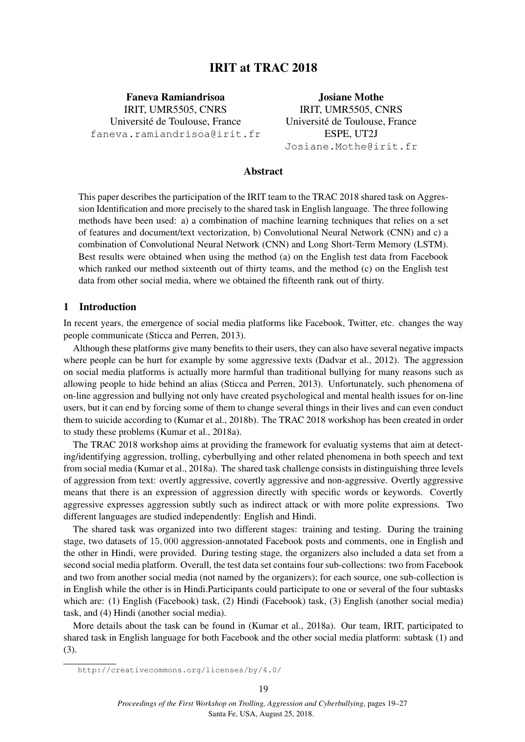# IRIT at TRAC 2018

**Faneva Ramiandrisoa**
IRIT, UMR5505, CNRS
Université de Toulouse, France
faneva.ramiandrisoa@irit.fr

**Josiane Mothe**
IRIT, UMR5505, CNRS
Université de Toulouse, France
ESPE, UT2J
Josiane.Mothe@irit.fr

## Abstract

This paper describes the participation of the IRIT team to the TRAC 2018 shared task on Aggression Identification and more precisely to the shared task in English language. The three following methods have been used: a) a combination of machine learning techniques that relies on a set of features and document/text vectorization, b) Convolutional Neural Network (CNN) and c) a combination of Convolutional Neural Network (CNN) and Long Short-Term Memory (LSTM). Best results were obtained when using the method (a) on the English test data from Facebook which ranked our method sixteenth out of thirty teams, and the method (c) on the English test data from other social media, where we obtained the fifteenth rank out of thirty.

## 1 Introduction

In recent years, the emergence of social media platforms like Facebook, Twitter, etc. changes the way people communicate (Sticca and Perren, 2013).

Although these platforms give many benefits to their users, they can also have several negative impacts where people can be hurt for example by some aggressive texts (Dadvar et al., 2012). The aggression on social media platforms is actually more harmful than traditional bullying for many reasons such as allowing people to hide behind an alias (Sticca and Perren, 2013). Unfortunately, such phenomena of on-line aggression and bullying not only have created psychological and mental health issues for on-line users, but it can end by forcing some of them to change several things in their lives and can even conduct them to suicide according to (Kumar et al., 2018b). The TRAC 2018 workshop has been created in order to study these problems (Kumar et al., 2018a).

The TRAC 2018 workshop aims at providing the framework for evaluatig systems that aim at detecting/identifying aggression, trolling, cyberbullying and other related phenomena in both speech and text from social media (Kumar et al., 2018a). The shared task challenge consists in distinguishing three levels of aggression from text: overtly aggressive, covertly aggressive and non-aggressive. Overtly aggressive means that there is an expression of aggression directly with specific words or keywords. Covertly aggressive expresses aggression subtly such as indirect attack or with more polite expressions. Two different languages are studied independently: English and Hindi.

The shared task was organized into two different stages: training and testing. During the training stage, two datasets of $15,000$ aggression-annotated Facebook posts and comments, one in English and the other in Hindi, were provided. During testing stage, the organizers also included a data set from a second social media platform. Overall, the test data set contains four sub-collections: two from Facebook and two from another social media (not named by the organizers); for each source, one sub-collection is in English while the other is in Hindi.Participants could participate to one or several of the four subtasks which are: (1) English (Facebook) task, (2) Hindi (Facebook) task, (3) English (another social media) task, and (4) Hindi (another social media).

More details about the task can be found in (Kumar et al., 2018a). Our team, IRIT, participated to shared task in English language for both Facebook and the other social media platform: subtask (1) and (3).

http://creativecommons.org/licenses/by/4.0/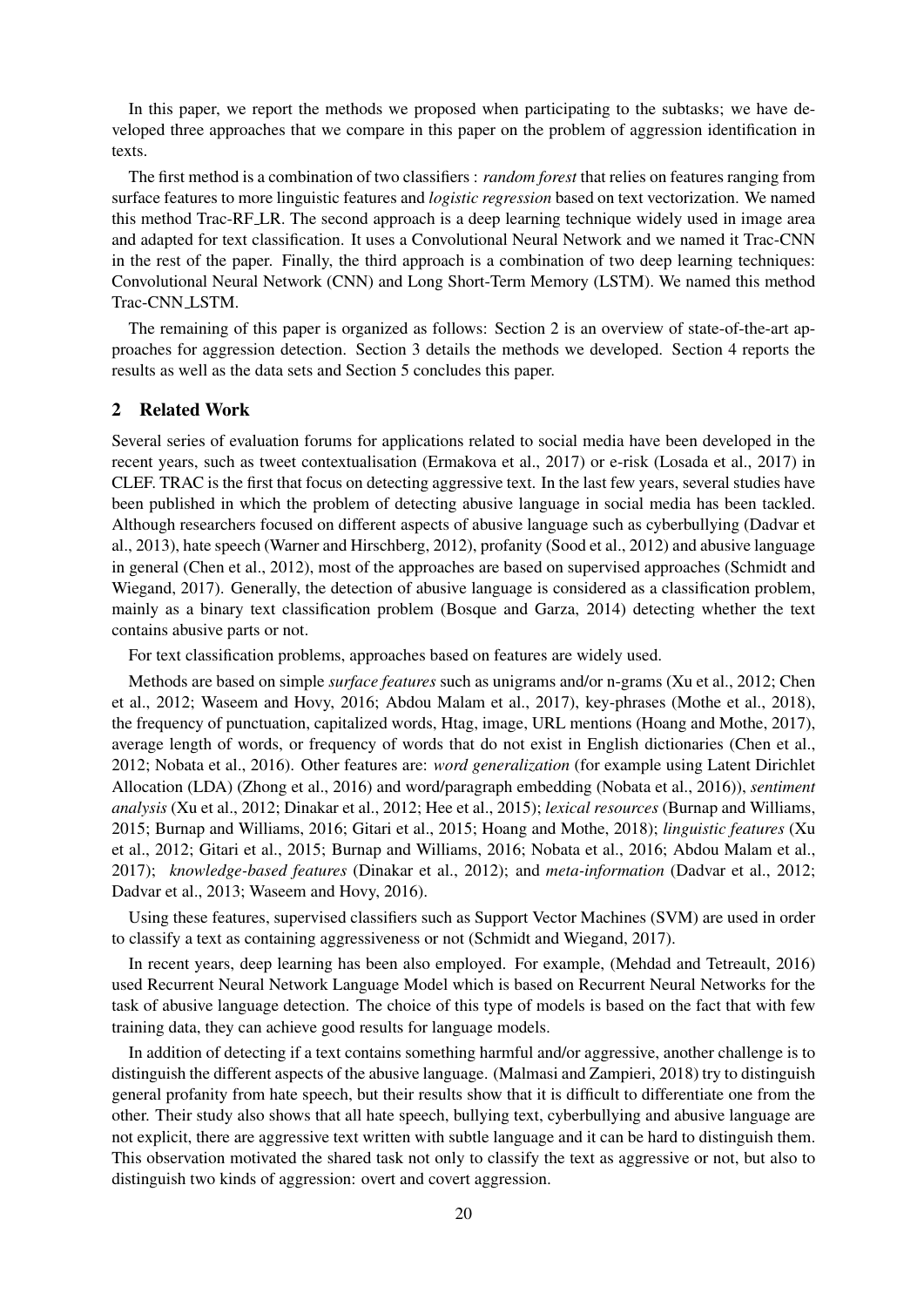In this paper, we report the methods we proposed when participating to the subtasks; we have developed three approaches that we compare in this paper on the problem of aggression identification in texts.

The first method is a combination of two classifiers : *random forest* that relies on features ranging from surface features to more linguistic features and *logistic regression* based on text vectorization. We named this method Trac-RF_LR. The second approach is a deep learning technique widely used in image area and adapted for text classification. It uses a Convolutional Neural Network and we named it Trac-CNN in the rest of the paper. Finally, the third approach is a combination of two deep learning techniques: Convolutional Neural Network (CNN) and Long Short-Term Memory (LSTM). We named this method Trac-CNN_LSTM.

The remaining of this paper is organized as follows: Section 2 is an overview of state-of-the-art approaches for aggression detection. Section 3 details the methods we developed. Section 4 reports the results as well as the data sets and Section 5 concludes this paper.

## 2 Related Work

Several series of evaluation forums for applications related to social media have been developed in the recent years, such as tweet contextualisation (Ermakova et al., 2017) or e-risk (Losada et al., 2017) in CLEF. TRAC is the first that focus on detecting aggressive text. In the last few years, several studies have been published in which the problem of detecting abusive language in social media has been tackled. Although researchers focused on different aspects of abusive language such as cyberbullying (Dadvar et al., 2013), hate speech (Warner and Hirschberg, 2012), profanity (Sood et al., 2012) and abusive language in general (Chen et al., 2012), most of the approaches are based on supervised approaches (Schmidt and Wiegand, 2017). Generally, the detection of abusive language is considered as a classification problem, mainly as a binary text classification problem (Bosque and Garza, 2014) detecting whether the text contains abusive parts or not.

For text classification problems, approaches based on features are widely used.

Methods are based on simple *surface features* such as unigrams and/or n-grams (Xu et al., 2012; Chen et al., 2012; Waseem and Hovy, 2016; Abdou Malam et al., 2017), key-phrases (Mothe et al., 2018), the frequency of punctuation, capitalized words, Htag, image, URL mentions (Hoang and Mothe, 2017), average length of words, or frequency of words that do not exist in English dictionaries (Chen et al., 2012; Nobata et al., 2016). Other features are: *word generalization* (for example using Latent Dirichlet Allocation (LDA) (Zhong et al., 2016) and word/paragraph embedding (Nobata et al., 2016)), *sentiment analysis* (Xu et al., 2012; Dinakar et al., 2012; Hee et al., 2015); *lexical resources* (Burnap and Williams, 2015; Burnap and Williams, 2016; Gitari et al., 2015; Hoang and Mothe, 2018); *linguistic features* (Xu et al., 2012; Gitari et al., 2015; Burnap and Williams, 2016; Nobata et al., 2016; Abdou Malam et al., 2017); *knowledge-based features* (Dinakar et al., 2012); and *meta-information* (Dadvar et al., 2012; Dadvar et al., 2013; Waseem and Hovy, 2016).

Using these features, supervised classifiers such as Support Vector Machines (SVM) are used in order to classify a text as containing aggressiveness or not (Schmidt and Wiegand, 2017).

In recent years, deep learning has been also employed. For example, (Mehdad and Tetreault, 2016) used Recurrent Neural Network Language Model which is based on Recurrent Neural Networks for the task of abusive language detection. The choice of this type of models is based on the fact that with few training data, they can achieve good results for language models.

In addition of detecting if a text contains something harmful and/or aggressive, another challenge is to distinguish the different aspects of the abusive language. (Malmasi and Zampieri, 2018) try to distinguish general profanity from hate speech, but their results show that it is difficult to differentiate one from the other. Their study also shows that all hate speech, bullying text, cyberbullying and abusive language are not explicit, there are aggressive text written with subtle language and it can be hard to distinguish them. This observation motivated the shared task not only to classify the text as aggressive or not, but also to distinguish two kinds of aggression: overt and covert aggression.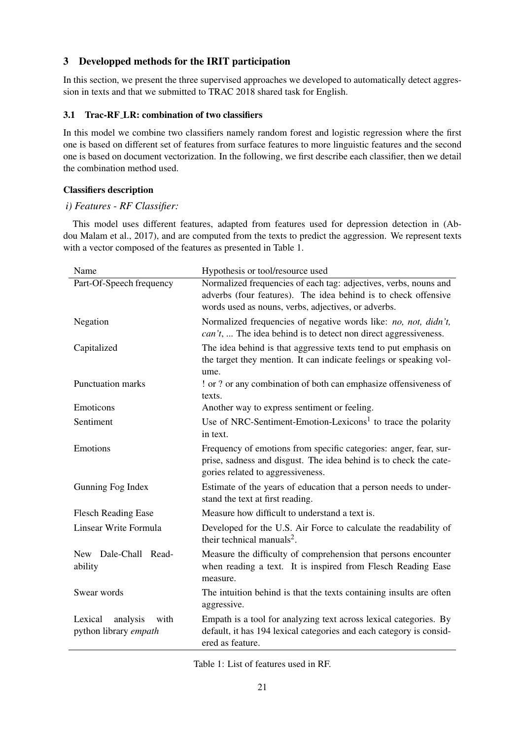## 3 Developped methods for the IRIT participation

In this section, we present the three supervised approaches we developed to automatically detect aggression in texts and that we submitted to TRAC 2018 shared task for English.

### 3.1 Trac-RF_LR: combination of two classifiers

In this model we combine two classifiers namely random forest and logistic regression where the first one is based on different set of features from surface features to more linguistic features and the second one is based on document vectorization. In the following, we first describe each classifier, then we detail the combination method used.

**Classifiers description**

*i) Features - RF Classifier:*

This model uses different features, adapted from features used for depression detection in (Abdou Malam et al., 2017), and are computed from the texts to predict the aggression. We represent texts with a vector composed of the features as presented in Table 1.

| Name | Hypothesis or tool/resource used |
|---|---|
| Part-Of-Speech frequency | Normalized frequencies of each tag: adjectives, verbs, nouns and adverbs (four features). The idea behind is to check offensive words used as nouns, verbs, adjectives, or adverbs. |
| Negation | Normalized frequencies of negative words like: *no, not, didn't, can't*, ... The idea behind is to detect non direct aggressiveness. |
| Capitalized | The idea behind is that aggressive texts tend to put emphasis on the target they mention. It can indicate feelings or speaking volume. |
| Punctuation marks | ! or ? or any combination of both can emphasize offensiveness of texts. |
| Emoticons | Another way to express sentiment or feeling. |
| Sentiment | Use of NRC-Sentiment-Emotion-Lexicons[1] to trace the polarity in text. |
| Emotions | Frequency of emotions from specific categories: anger, fear, surprise, sadness and disgust. The idea behind is to check the categories related to aggressiveness. |
| Gunning Fog Index | Estimate of the years of education that a person needs to understand the text at first reading. |
| Flesch Reading Ease | Measure how difficult to understand a text is. |
| Linsear Write Formula | Developed for the U.S. Air Force to calculate the readability of their technical manuals[2]. |
| New Dale-Chall Readability | Measure the difficulty of comprehension that persons encounter when reading a text. It is inspired from Flesch Reading Ease measure. |
| Swear words | The intuition behind is that the texts containing insults are often aggressive. |
| Lexical analysis with python library *empath* | Empath is a tool for analyzing text across lexical categories. By default, it has 194 lexical categories and each category is considered as feature. |

Table 1: List of features used in RF.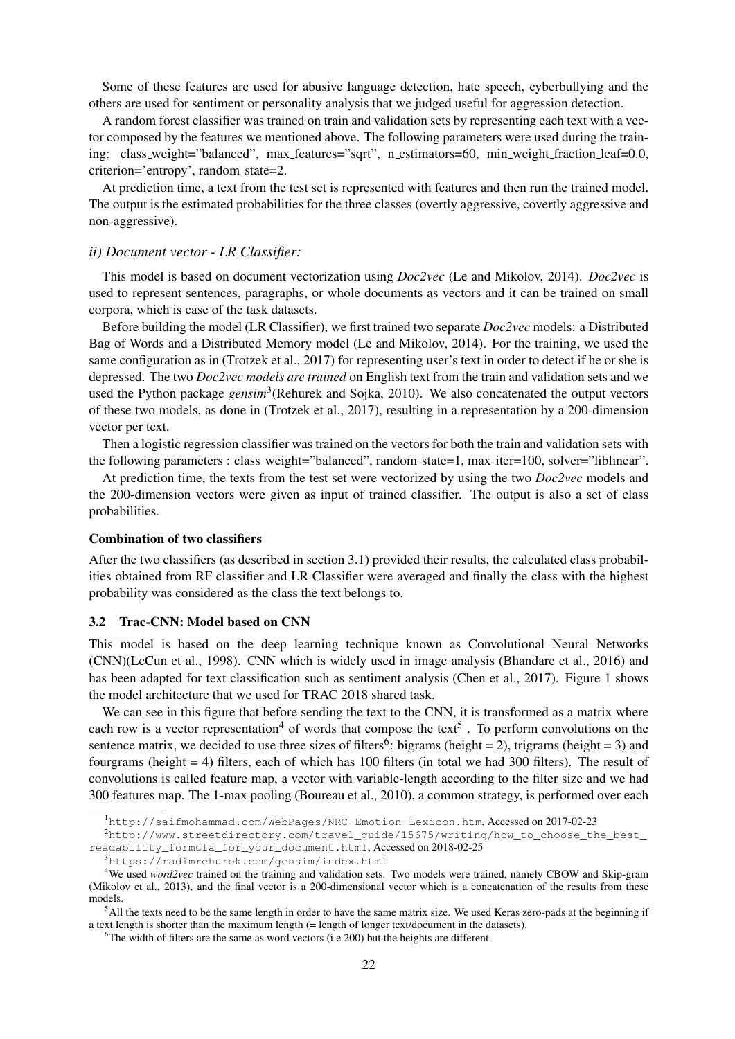Some of these features are used for abusive language detection, hate speech, cyberbullying and the others are used for sentiment or personality analysis that we judged useful for aggression detection.

A random forest classifier was trained on train and validation sets by representing each text with a vector composed by the features we mentioned above. The following parameters were used during the training: class_weight="balanced", max_features="sqrt", n_estimators=60, min_weight_fraction_leaf=0.0, criterion='entropy', random_state=2.

At prediction time, a text from the test set is represented with features and then run the trained model. The output is the estimated probabilities for the three classes (overtly aggressive, covertly aggressive and non-aggressive).

#### *ii) Document vector - LR Classifier:*

This model is based on document vectorization using *Doc2vec* (Le and Mikolov, 2014). *Doc2vec* is used to represent sentences, paragraphs, or whole documents as vectors and it can be trained on small corpora, which is case of the task datasets.

Before building the model (LR Classifier), we first trained two separate *Doc2vec* models: a Distributed Bag of Words and a Distributed Memory model (Le and Mikolov, 2014). For the training, we used the same configuration as in (Trotzek et al., 2017) for representing user's text in order to detect if he or she is depressed. The two *Doc2vec models are trained* on English text from the train and validation sets and we used the Python package *gensim*[3](Rehurek and Sojka, 2010). We also concatenated the output vectors of these two models, as done in (Trotzek et al., 2017), resulting in a representation by a 200-dimension vector per text.

Then a logistic regression classifier was trained on the vectors for both the train and validation sets with the following parameters : class_weight="balanced", random_state=1, max_iter=100, solver="liblinear".

At prediction time, the texts from the test set were vectorized by using the two *Doc2vec* models and the 200-dimension vectors were given as input of trained classifier. The output is also a set of class probabilities.

#### Combination of two classifiers

After the two classifiers (as described in section 3.1) provided their results, the calculated class probabilities obtained from RF classifier and LR Classifier were averaged and finally the class with the highest probability was considered as the class the text belongs to.

### 3.2 Trac-CNN: Model based on CNN

This model is based on the deep learning technique known as Convolutional Neural Networks (CNN)(LeCun et al., 1998). CNN which is widely used in image analysis (Bhandare et al., 2016) and has been adapted for text classification such as sentiment analysis (Chen et al., 2017). Figure 1 shows the model architecture that we used for TRAC 2018 shared task.

We can see in this figure that before sending the text to the CNN, it is transformed as a matrix where each row is a vector representation[4] of words that compose the text[5] . To perform convolutions on the sentence matrix, we decided to use three sizes of filters[6]: bigrams (height = 2), trigrams (height = 3) and fourgrams (height = 4) filters, each of which has 100 filters (in total we had 300 filters). The result of convolutions is called feature map, a vector with variable-length according to the filter size and we had 300 features map. The 1-max pooling (Boureau et al., 2010), a common strategy, is performed over each

[1] http://saifmohammad.com/WebPages/NRC-Emotion-Lexicon.htm, Accessed on 2017-02-23

[2] http://www.streetdirectory.com/travel_guide/15675/writing/how_to_choose_the_best_readability_formula_for_your_document.html, Accessed on 2018-02-25

[3] https://radimrehurek.com/gensim/index.html

[4] We used *word2vec* trained on the training and validation sets. Two models were trained, namely CBOW and Skip-gram (Mikolov et al., 2013), and the final vector is a 200-dimensional vector which is a concatenation of the results from these models.

[5] All the texts need to be the same length in order to have the same matrix size. We used Keras zero-pads at the beginning if a text length is shorter than the maximum length (= length of longer text/document in the datasets).

[6] The width of filters are the same as word vectors (i.e 200) but the heights are different.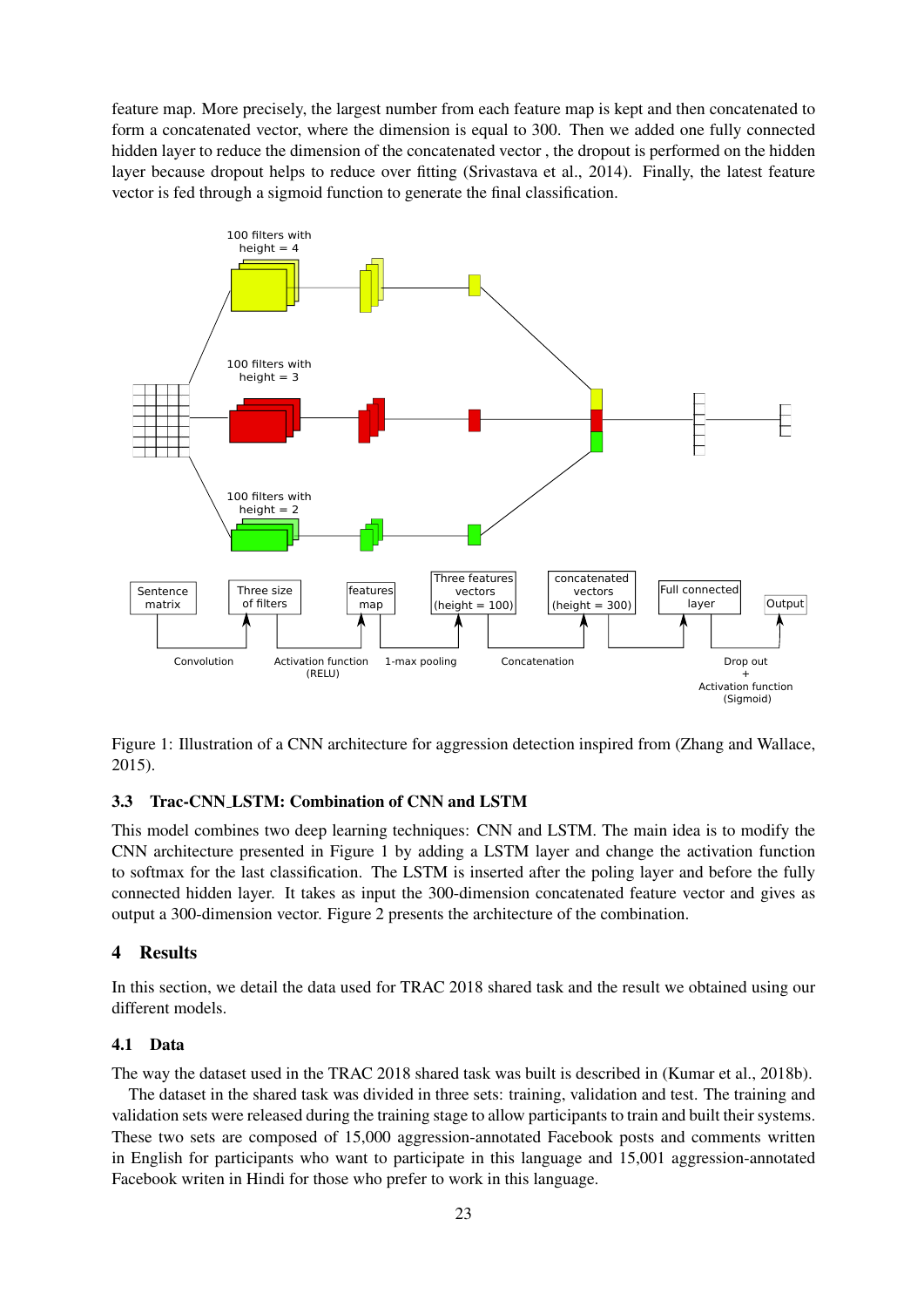feature map. More precisely, the largest number from each feature map is kept and then concatenated to form a concatenated vector, where the dimension is equal to 300. Then we added one fully connected hidden layer to reduce the dimension of the concatenated vector , the dropout is performed on the hidden layer because dropout helps to reduce over fitting (Srivastava et al., 2014). Finally, the latest feature vector is fed through a sigmoid function to generate the final classification.

Figure 1: Illustration of a CNN architecture for aggression detection inspired from (Zhang and Wallace, 2015).

### 3.3 Trac-CNN_LSTM: Combination of CNN and LSTM

This model combines two deep learning techniques: CNN and LSTM. The main idea is to modify the CNN architecture presented in Figure 1 by adding a LSTM layer and change the activation function to softmax for the last classification. The LSTM is inserted after the poling layer and before the fully connected hidden layer. It takes as input the 300-dimension concatenated feature vector and gives as output a 300-dimension vector. Figure 2 presents the architecture of the combination.

## 4 Results

In this section, we detail the data used for TRAC 2018 shared task and the result we obtained using our different models.

### 4.1 Data

The way the dataset used in the TRAC 2018 shared task was built is described in (Kumar et al., 2018b).

The dataset in the shared task was divided in three sets: training, validation and test. The training and validation sets were released during the training stage to allow participants to train and built their systems. These two sets are composed of 15,000 aggression-annotated Facebook posts and comments written in English for participants who want to participate in this language and 15,001 aggression-annotated Facebook writen in Hindi for those who prefer to work in this language.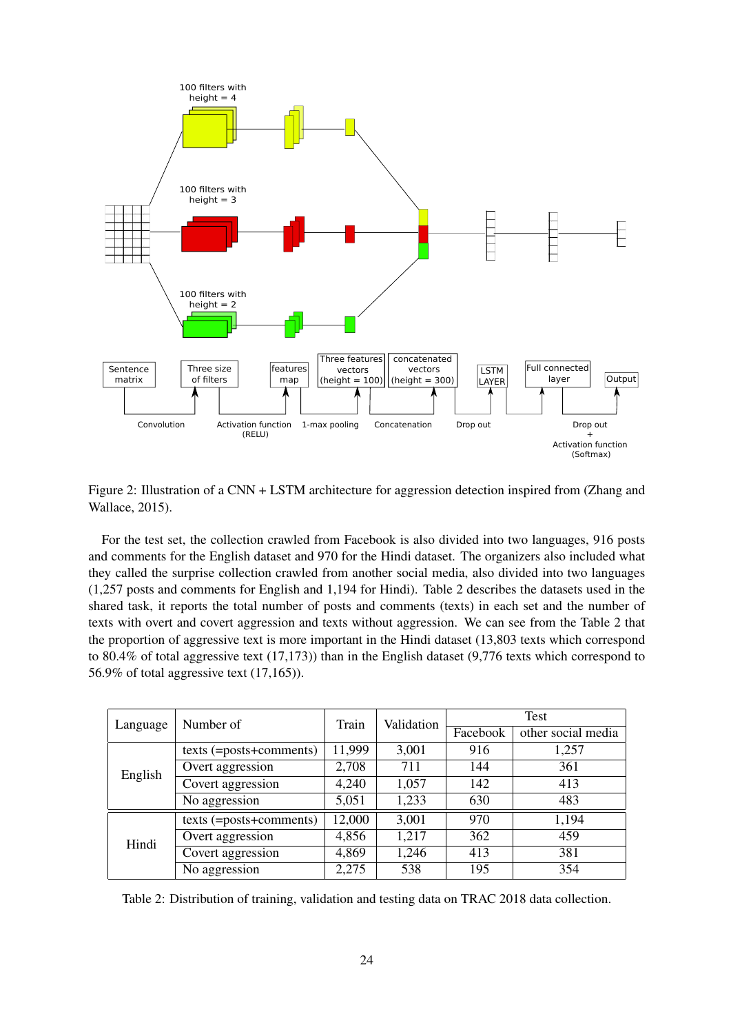Figure 2: Illustration of a CNN + LSTM architecture for aggression detection inspired from (Zhang and Wallace, 2015).

For the test set, the collection crawled from Facebook is also divided into two languages, 916 posts and comments for the English dataset and 970 for the Hindi dataset. The organizers also included what they called the surprise collection crawled from another social media, also divided into two languages (1,257 posts and comments for English and 1,194 for Hindi). Table 2 describes the datasets used in the shared task, it reports the total number of posts and comments (texts) in each set and the number of texts with overt and covert aggression and texts without aggression. We can see from the Table 2 that the proportion of aggressive text is more important in the Hindi dataset (13,803 texts which correspond to 80.4% of total aggressive text (17,173)) than in the English dataset (9,776 texts which correspond to 56.9% of total aggressive text (17,165)).

| Language | Number of | Train | Validation | Test | |
|---|---|---|---|---|---|
| | | | | Facebook | other social media |
| English | texts (=posts+comments) | 11,999 | 3,001 | 916 | 1,257 |
| | Overt aggression | 2,708 | 711 | 144 | 361 |
| | Covert aggression | 4,240 | 1,057 | 142 | 413 |
| | No aggression | 5,051 | 1,233 | 630 | 483 |
| Hindi | texts (=posts+comments) | 12,000 | 3,001 | 970 | 1,194 |
| | Overt aggression | 4,856 | 1,217 | 362 | 459 |
| | Covert aggression | 4,869 | 1,246 | 413 | 381 |
| | No aggression | 2,275 | 538 | 195 | 354 |

Table 2: Distribution of training, validation and testing data on TRAC 2018 data collection.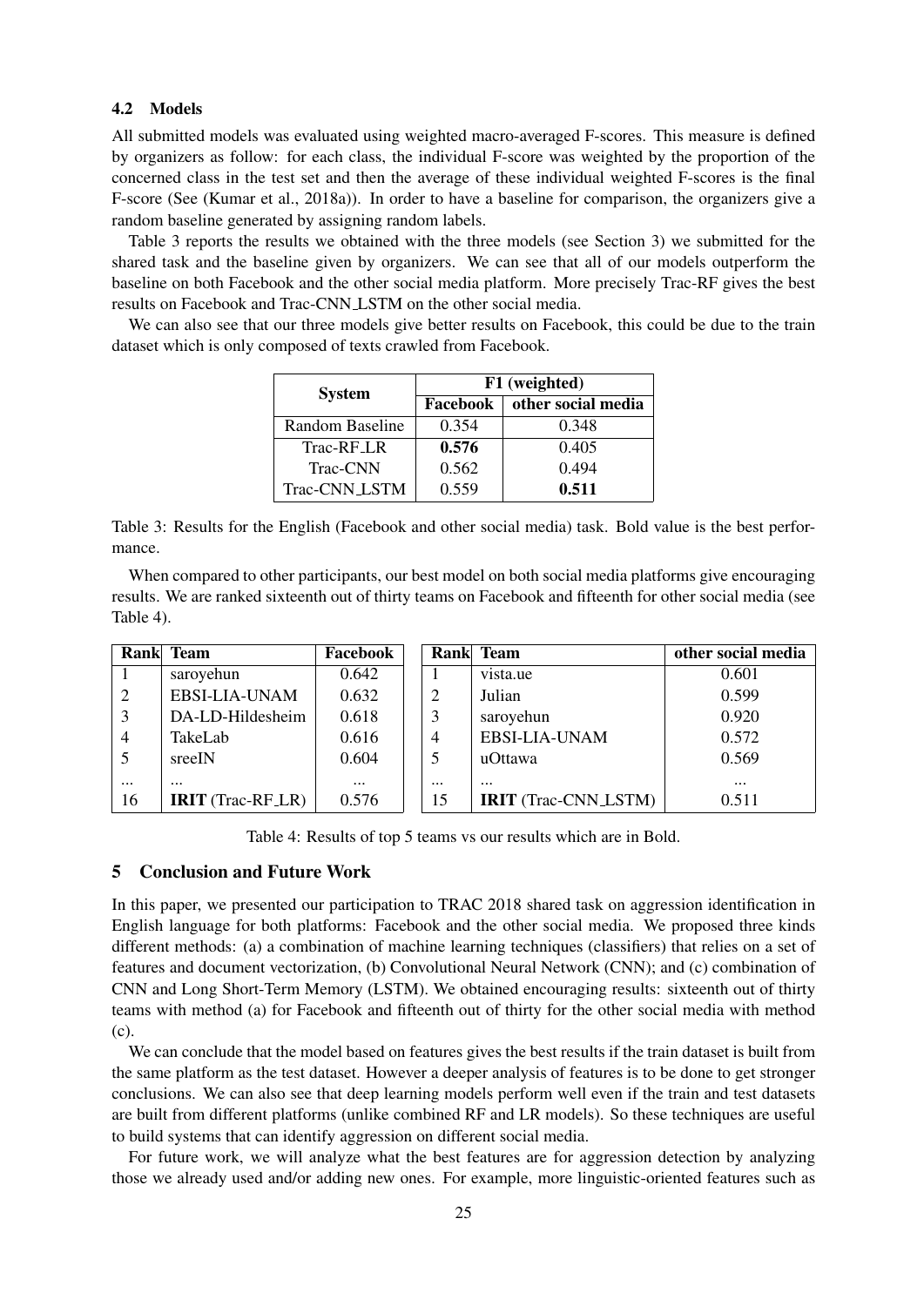### 4.2 Models

All submitted models was evaluated using weighted macro-averaged F-scores. This measure is defined by organizers as follow: for each class, the individual F-score was weighted by the proportion of the concerned class in the test set and then the average of these individual weighted F-scores is the final F-score (See (Kumar et al., 2018a)). In order to have a baseline for comparison, the organizers give a random baseline generated by assigning random labels.

Table 3 reports the results we obtained with the three models (see Section 3) we submitted for the shared task and the baseline given by organizers. We can see that all of our models outperform the baseline on both Facebook and the other social media platform. More precisely Trac-RF gives the best results on Facebook and Trac-CNN_LSTM on the other social media.

We can also see that our three models give better results on Facebook, this could be due to the train dataset which is only composed of texts crawled from Facebook.

| System | F1 (weighted) | |
|---|---|---|
| | Facebook | other social media |
| Random Baseline | 0.354 | 0.348 |
| Trac-RF_LR | **0.576** | 0.405 |
| Trac-CNN | 0.562 | 0.494 |
| Trac-CNN_LSTM | 0.559 | **0.511** |

Table 3: Results for the English (Facebook and other social media) task. Bold value is the best performance.

When compared to other participants, our best model on both social media platforms give encouraging results. We are ranked sixteenth out of thirty teams on Facebook and fifteenth for other social media (see Table 4).

| Rank | Team | Facebook |
|---|---|---|
| 1 | saroyehun | 0.642 |
| 2 | EBSI-LIA-UNAM | 0.632 |
| 3 | DA-LD-Hildesheim | 0.618 |
| 4 | TakeLab | 0.616 |
| 5 | sreeIN | 0.604 |
| ... | ... | ... |
| 16 | **IRIT** (Trac-RF_LR) | 0.576 |

| Rank | Team | other social media |
|---|---|---|
| 1 | vista.ue | 0.601 |
| 2 | Julian | 0.599 |
| 3 | saroyehun | 0.920 |
| 4 | EBSI-LIA-UNAM | 0.572 |
| 5 | uOttawa | 0.569 |
| ... | ... | ... |
| 15 | **IRIT** (Trac-CNN_LSTM) | 0.511 |

Table 4: Results of top 5 teams vs our results which are in Bold.

## 5 Conclusion and Future Work

In this paper, we presented our participation to TRAC 2018 shared task on aggression identification in English language for both platforms: Facebook and the other social media. We proposed three kinds different methods: (a) a combination of machine learning techniques (classifiers) that relies on a set of features and document vectorization, (b) Convolutional Neural Network (CNN); and (c) combination of CNN and Long Short-Term Memory (LSTM). We obtained encouraging results: sixteenth out of thirty teams with method (a) for Facebook and fifteenth out of thirty for the other social media with method (c).

We can conclude that the model based on features gives the best results if the train dataset is built from the same platform as the test dataset. However a deeper analysis of features is to be done to get stronger conclusions. We can also see that deep learning models perform well even if the train and test datasets are built from different platforms (unlike combined RF and LR models). So these techniques are useful to build systems that can identify aggression on different social media.

For future work, we will analyze what the best features are for aggression detection by analyzing those we already used and/or adding new ones. For example, more linguistic-oriented features such as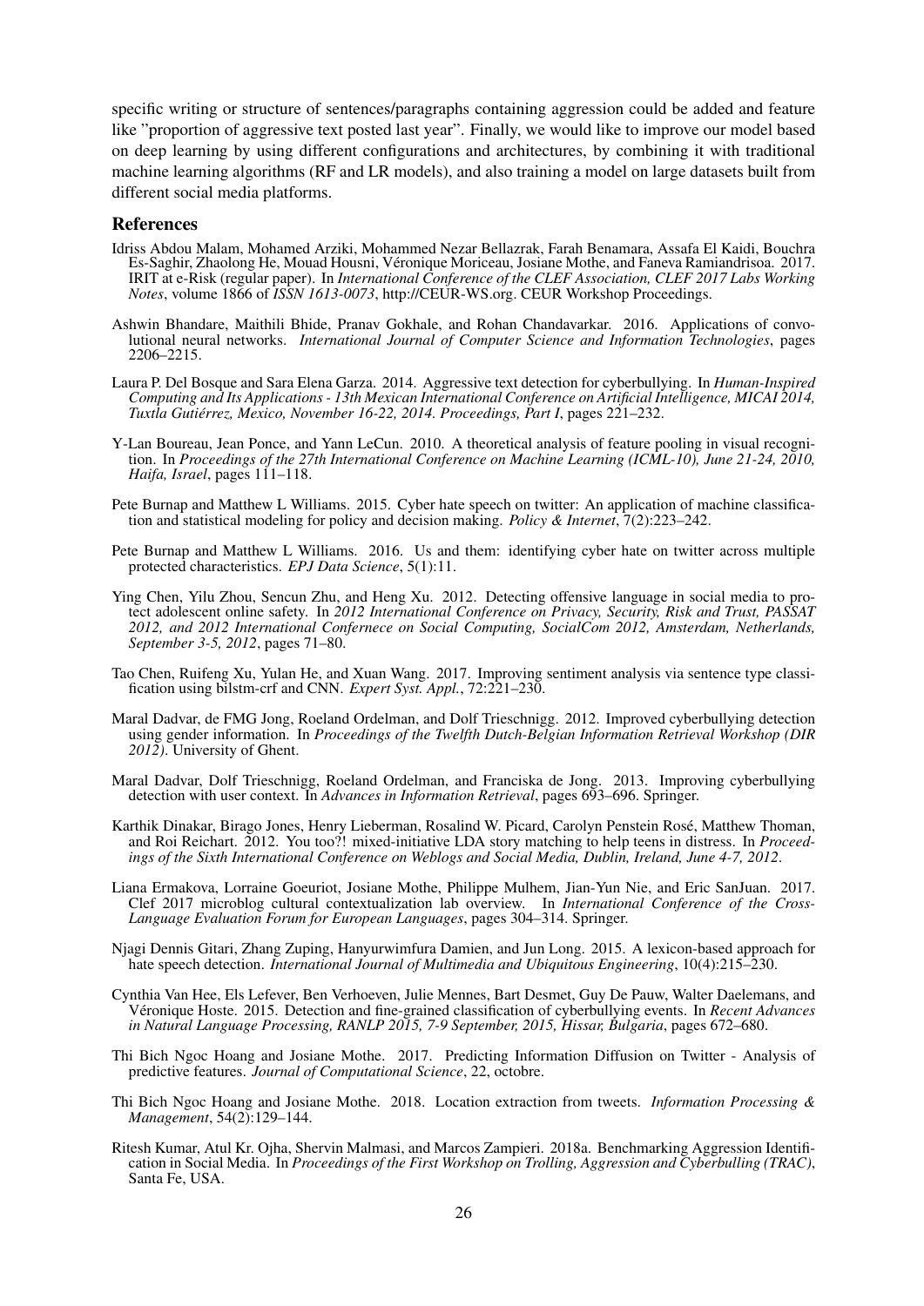specific writing or structure of sentences/paragraphs containing aggression could be added and feature like "proportion of aggressive text posted last year". Finally, we would like to improve our model based on deep learning by using different configurations and architectures, by combining it with traditional machine learning algorithms (RF and LR models), and also training a model on large datasets built from different social media platforms.

## References

Idriss Abdou Malam, Mohamed Arziki, Mohammed Nezar Bellazrak, Farah Benamara, Assafa El Kaidi, Bouchra Es-Saghir, Zhaolong He, Mouad Housni, Véronique Moriceau, Josiane Mothe, and Faneva Ramiandrisoa. 2017. IRIT at e-Risk (regular paper). In *International Conference of the CLEF Association, CLEF 2017 Labs Working Notes*, volume 1866 of *ISSN 1613-0073*, http://CEUR-WS.org. CEUR Workshop Proceedings.

Ashwin Bhandare, Maithili Bhide, Pranav Gokhale, and Rohan Chandavarkar. 2016. Applications of convolutional neural networks. *International Journal of Computer Science and Information Technologies*, pages 2206–2215.

Laura P. Del Bosque and Sara Elena Garza. 2014. Aggressive text detection for cyberbullying. In *Human-Inspired Computing and Its Applications - 13th Mexican International Conference on Artificial Intelligence, MICAI 2014, Tuxtla Gutiérrez, Mexico, November 16-22, 2014. Proceedings, Part I*, pages 221–232.

Y-Lan Boureau, Jean Ponce, and Yann LeCun. 2010. A theoretical analysis of feature pooling in visual recognition. In *Proceedings of the 27th International Conference on Machine Learning (ICML-10), June 21-24, 2010, Haifa, Israel*, pages 111–118.

Pete Burnap and Matthew L Williams. 2015. Cyber hate speech on twitter: An application of machine classification and statistical modeling for policy and decision making. *Policy & Internet*, 7(2):223–242.

Pete Burnap and Matthew L Williams. 2016. Us and them: identifying cyber hate on twitter across multiple protected characteristics. *EPJ Data Science*, 5(1):11.

Ying Chen, Yilu Zhou, Sencun Zhu, and Heng Xu. 2012. Detecting offensive language in social media to protect adolescent online safety. In *2012 International Conference on Privacy, Security, Risk and Trust, PASSAT 2012, and 2012 International Confernece on Social Computing, SocialCom 2012, Amsterdam, Netherlands, September 3-5, 2012*, pages 71–80.

Tao Chen, Ruifeng Xu, Yulan He, and Xuan Wang. 2017. Improving sentiment analysis via sentence type classification using bilstm-crf and CNN. *Expert Syst. Appl.*, 72:221–230.

Maral Dadvar, de FMG Jong, Roeland Ordelman, and Dolf Trieschnigg. 2012. Improved cyberbullying detection using gender information. In *Proceedings of the Twelfth Dutch-Belgian Information Retrieval Workshop (DIR 2012)*. University of Ghent.

Maral Dadvar, Dolf Trieschnigg, Roeland Ordelman, and Franciska de Jong. 2013. Improving cyberbullying detection with user context. In *Advances in Information Retrieval*, pages 693–696. Springer.

Karthik Dinakar, Birago Jones, Henry Lieberman, Rosalind W. Picard, Carolyn Penstein Rosé, Matthew Thoman, and Roi Reichart. 2012. You too?! mixed-initiative LDA story matching to help teens in distress. In *Proceedings of the Sixth International Conference on Weblogs and Social Media, Dublin, Ireland, June 4-7, 2012*.

Liana Ermakova, Lorraine Goeuriot, Josiane Mothe, Philippe Mulhem, Jian-Yun Nie, and Eric SanJuan. 2017. Clef 2017 microblog cultural contextualization lab overview. In *International Conference of the Cross-Language Evaluation Forum for European Languages*, pages 304–314. Springer.

Njagi Dennis Gitari, Zhang Zuping, Hanyurwimfura Damien, and Jun Long. 2015. A lexicon-based approach for hate speech detection. *International Journal of Multimedia and Ubiquitous Engineering*, 10(4):215–230.

Cynthia Van Hee, Els Lefever, Ben Verhoeven, Julie Mennes, Bart Desmet, Guy De Pauw, Walter Daelemans, and Véronique Hoste. 2015. Detection and fine-grained classification of cyberbullying events. In *Recent Advances in Natural Language Processing, RANLP 2015, 7-9 September, 2015, Hissar, Bulgaria*, pages 672–680.

Thi Bich Ngoc Hoang and Josiane Mothe. 2017. Predicting Information Diffusion on Twitter - Analysis of predictive features. *Journal of Computational Science*, 22, octobre.

Thi Bich Ngoc Hoang and Josiane Mothe. 2018. Location extraction from tweets. *Information Processing & Management*, 54(2):129–144.

Ritesh Kumar, Atul Kr. Ojha, Shervin Malmasi, and Marcos Zampieri. 2018a. Benchmarking Aggression Identification in Social Media. In *Proceedings of the First Workshop on Trolling, Aggression and Cyberbulling (TRAC)*, Santa Fe, USA.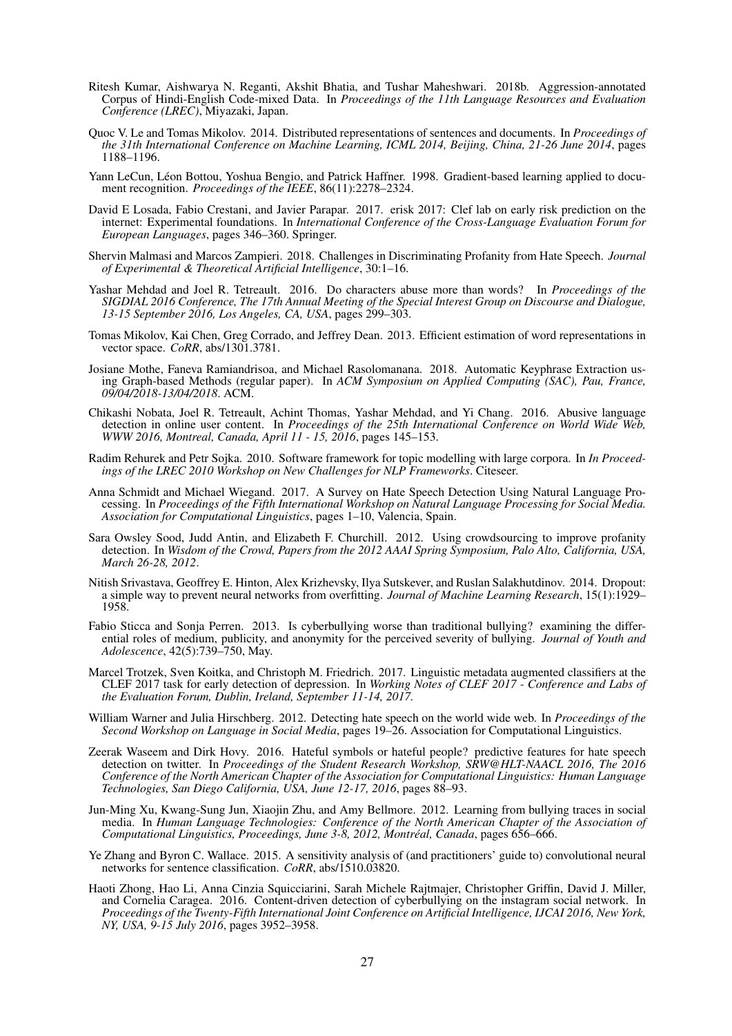Ritesh Kumar, Aishwarya N. Reganti, Akshit Bhatia, and Tushar Maheshwari. 2018b. Aggression-annotated Corpus of Hindi-English Code-mixed Data. In *Proceedings of the 11th Language Resources and Evaluation Conference (LREC)*, Miyazaki, Japan.

Quoc V. Le and Tomas Mikolov. 2014. Distributed representations of sentences and documents. In *Proceedings of the 31th International Conference on Machine Learning, ICML 2014, Beijing, China, 21-26 June 2014*, pages 1188–1196.

Yann LeCun, Léon Bottou, Yoshua Bengio, and Patrick Haffner. 1998. Gradient-based learning applied to document recognition. *Proceedings of the IEEE*, 86(11):2278–2324.

David E Losada, Fabio Crestani, and Javier Parapar. 2017. erisk 2017: Clef lab on early risk prediction on the internet: Experimental foundations. In *International Conference of the Cross-Language Evaluation Forum for European Languages*, pages 346–360. Springer.

Shervin Malmasi and Marcos Zampieri. 2018. Challenges in Discriminating Profanity from Hate Speech. *Journal of Experimental & Theoretical Artificial Intelligence*, 30:1–16.

Yashar Mehdad and Joel R. Tetreault. 2016. Do characters abuse more than words? In *Proceedings of the SIGDIAL 2016 Conference, The 17th Annual Meeting of the Special Interest Group on Discourse and Dialogue, 13-15 September 2016, Los Angeles, CA, USA*, pages 299–303.

Tomas Mikolov, Kai Chen, Greg Corrado, and Jeffrey Dean. 2013. Efficient estimation of word representations in vector space. *CoRR*, abs/1301.3781.

Josiane Mothe, Faneva Ramiandrisoa, and Michael Rasolomanana. 2018. Automatic Keyphrase Extraction using Graph-based Methods (regular paper). In *ACM Symposium on Applied Computing (SAC), Pau, France, 09/04/2018-13/04/2018*. ACM.

Chikashi Nobata, Joel R. Tetreault, Achint Thomas, Yashar Mehdad, and Yi Chang. 2016. Abusive language detection in online user content. In *Proceedings of the 25th International Conference on World Wide Web, WWW 2016, Montreal, Canada, April 11 - 15, 2016*, pages 145–153.

Radim Rehurek and Petr Sojka. 2010. Software framework for topic modelling with large corpora. In *In Proceedings of the LREC 2010 Workshop on New Challenges for NLP Frameworks*. Citeseer.

Anna Schmidt and Michael Wiegand. 2017. A Survey on Hate Speech Detection Using Natural Language Processing. In *Proceedings of the Fifth International Workshop on Natural Language Processing for Social Media. Association for Computational Linguistics*, pages 1–10, Valencia, Spain.

Sara Owsley Sood, Judd Antin, and Elizabeth F. Churchill. 2012. Using crowdsourcing to improve profanity detection. In *Wisdom of the Crowd, Papers from the 2012 AAAI Spring Symposium, Palo Alto, California, USA, March 26-28, 2012*.

Nitish Srivastava, Geoffrey E. Hinton, Alex Krizhevsky, Ilya Sutskever, and Ruslan Salakhutdinov. 2014. Dropout: a simple way to prevent neural networks from overfitting. *Journal of Machine Learning Research*, 15(1):1929–1958.

Fabio Sticca and Sonja Perren. 2013. Is cyberbullying worse than traditional bullying? examining the differential roles of medium, publicity, and anonymity for the perceived severity of bullying. *Journal of Youth and Adolescence*, 42(5):739–750, May.

Marcel Trotzek, Sven Koitka, and Christoph M. Friedrich. 2017. Linguistic metadata augmented classifiers at the CLEF 2017 task for early detection of depression. In *Working Notes of CLEF 2017 - Conference and Labs of the Evaluation Forum, Dublin, Ireland, September 11-14, 2017.*

William Warner and Julia Hirschberg. 2012. Detecting hate speech on the world wide web. In *Proceedings of the Second Workshop on Language in Social Media*, pages 19–26. Association for Computational Linguistics.

Zeerak Waseem and Dirk Hovy. 2016. Hateful symbols or hateful people? predictive features for hate speech detection on twitter. In *Proceedings of the Student Research Workshop, SRW@HLT-NAACL 2016, The 2016 Conference of the North American Chapter of the Association for Computational Linguistics: Human Language Technologies, San Diego California, USA, June 12-17, 2016*, pages 88–93.

Jun-Ming Xu, Kwang-Sung Jun, Xiaojin Zhu, and Amy Bellmore. 2012. Learning from bullying traces in social media. In *Human Language Technologies: Conference of the North American Chapter of the Association of Computational Linguistics, Proceedings, June 3-8, 2012, Montréal, Canada*, pages 656–666.

Ye Zhang and Byron C. Wallace. 2015. A sensitivity analysis of (and practitioners' guide to) convolutional neural networks for sentence classification. *CoRR*, abs/1510.03820.

Haoti Zhong, Hao Li, Anna Cinzia Squicciarini, Sarah Michele Rajtmajer, Christopher Griffin, David J. Miller, and Cornelia Caragea. 2016. Content-driven detection of cyberbullying on the instagram social network. In *Proceedings of the Twenty-Fifth International Joint Conference on Artificial Intelligence, IJCAI 2016, New York, NY, USA, 9-15 July 2016*, pages 3952–3958.